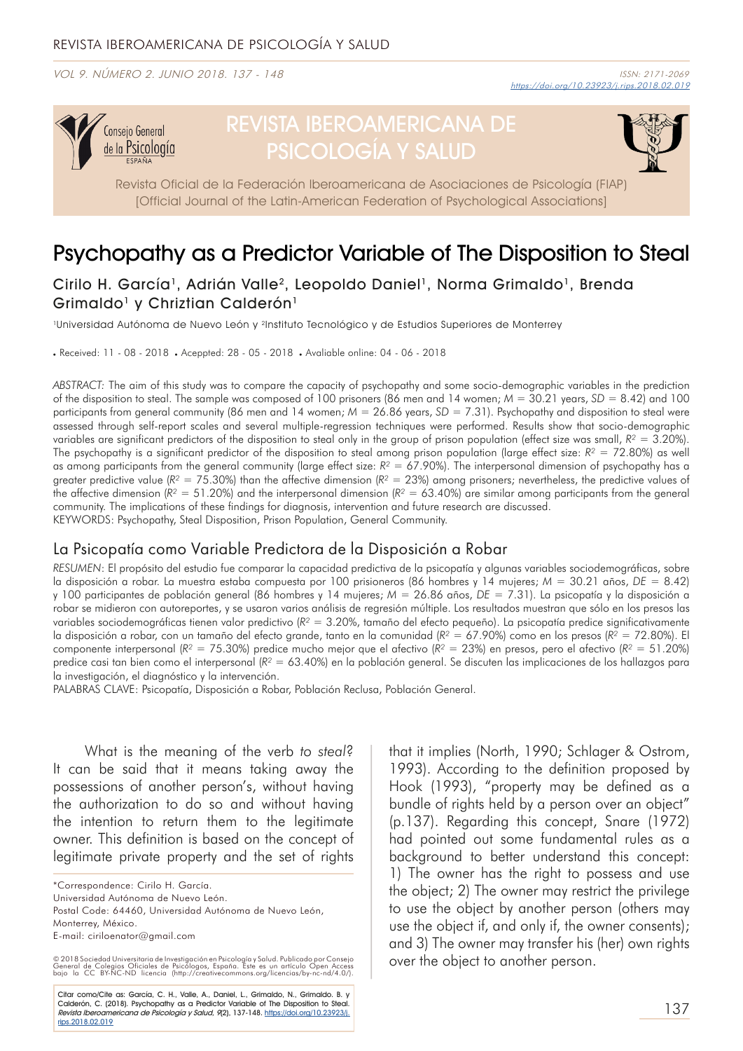# Psychopathy as a Predictor Variable of The Disposition to Steal

Cirilo H. García[1], Adrián Valle[2], Leopoldo Daniel[1], Norma Grimaldo[1], Brenda Grimaldo[1] y Chriztian Calderón[1]

[1]Universidad Autónoma de Nuevo León y [2]Instituto Tecnológico y de Estudios Superiores de Monterrey

• Received: 11 - 08 - 2018 • Acepted: 28 - 05 - 2018 • Avaliable online: 04 - 06 - 2018

*ABSTRACT:* The aim of this study was to compare the capacity of psychopathy and some socio-demographic variables in the prediction of the disposition to steal. The sample was composed of 100 prisoners (86 men and 14 women; *M* = 30.21 years, *SD* = 8.42) and 100 participants from general community (86 men and 14 women; *M* = 26.86 years, *SD* = 7.31). Psychopathy and disposition to steal were assessed through self-report scales and several multiple-regression techniques were performed. Results show that socio-demographic variables are significant predictors of the disposition to steal only in the group of prison population (effect size was small, $R^2$ = 3.20%). The psychopathy is a significant predictor of the disposition to steal among prison population (large effect size: $R^2$ = 72.80%) as well as among participants from the general community (large effect size: $R^2$ = 67.90%). The interpersonal dimension of psychopathy has a greater predictive value ($R^2$ = 75.30%) than the affective dimension ($R^2$ = 23%) among prisoners; nevertheless, the predictive values of the affective dimension ($R^2$ = 51.20%) and the interpersonal dimension ($R^2$ = 63.40%) are similar among participants from the general community. The implications of these findings for diagnosis, intervention and future research are discussed.

KEYWORDS: Psychopathy, Steal Disposition, Prison Population, General Community.

## La Psicopatía como Variable Predictora de la Disposición a Robar

*RESUMEN:* El propósito del estudio fue comparar la capacidad predictiva de la psicopatía y algunas variables sociodemográficas, sobre la disposición a robar. La muestra estaba compuesta por 100 prisioneros (86 hombres y 14 mujeres; *M* = 30.21 años, *DE* = 8.42) y 100 participantes de población general (86 hombres y 14 mujeres; *M* = 26.86 años, *DE* = 7.31). La psicopatía y la disposición a robar se midieron con autoreportes, y se usaron varios análisis de regresión múltiple. Los resultados muestran que sólo en los presos las variables sociodemográficas tienen valor predictivo ($R^2$ = 3.20%, tamaño del efecto pequeño). La psicopatía predice significativamente la disposición a robar, con un tamaño del efecto grande, tanto en la comunidad ($R^2$ = 67.90%) como en los presos ($R^2$ = 72.80%). El componente interpersonal ($R^2$ = 75.30%) predice mucho mejor que el afectivo ($R^2$ = 23%) en presos, pero el afectivo ($R^2$ = 51.20%) predice casi tan bien como el interpersonal ($R^2$ = 63.40%) en la población general. Se discuten las implicaciones de los hallazgos para la investigación, el diagnóstico y la intervención.

PALABRAS CLAVE: Psicopatía, Disposición a Robar, Población Reclusa, Población General.

What is the meaning of the verb *to steal*? It can be said that it means taking away the possessions of another person's, without having the authorization to do so and without having the intention to return them to the legitimate owner. This definition is based on the concept of legitimate private property and the set of rights that it implies (North, 1990; Schlager & Ostrom, 1993). According to the definition proposed by Hook (1993), "property may be defined as a bundle of rights held by a person over an object" (p.137). Regarding this concept, Snare (1972) had pointed out some fundamental rules as a background to better understand this concept: 1) The owner has the right to possess and use the object; 2) The owner may restrict the privilege to use the object by another person (others may use the object if, and only if, the owner consents); and 3) The owner may transfer his (her) own rights over the object to another person.

*Correspondence: Cirilo H. García.
Universidad Autónoma de Nuevo León.
Postal Code: 64460, Universidad Autónoma de Nuevo León, Monterrey, México.
E-mail: ciriloenator@gmail.com

© 2018 Sociedad Universitaria de Investigación en Psicología y Salud. Publicado por Consejo General de Colegios Oficiales de Psicólogos, España. Este es un artículo Open Access bajo la CC BY-NC-ND licencia (http://creativecommons.org/licencias/by-nc-nd/4.0/).

Citar como/Cite as: García, C. H., Valle, A., Daniel, L., Grimaldo, N., Grimaldo. B. y Calderón, C. (2018). Psychopathy as a Predictor Variable of The Disposition to Steal. *Revista Iberoamericana de Psicología y Salud, 9*(2), 137-148. https://doi.org/10.23923/j.rips.2018.02.019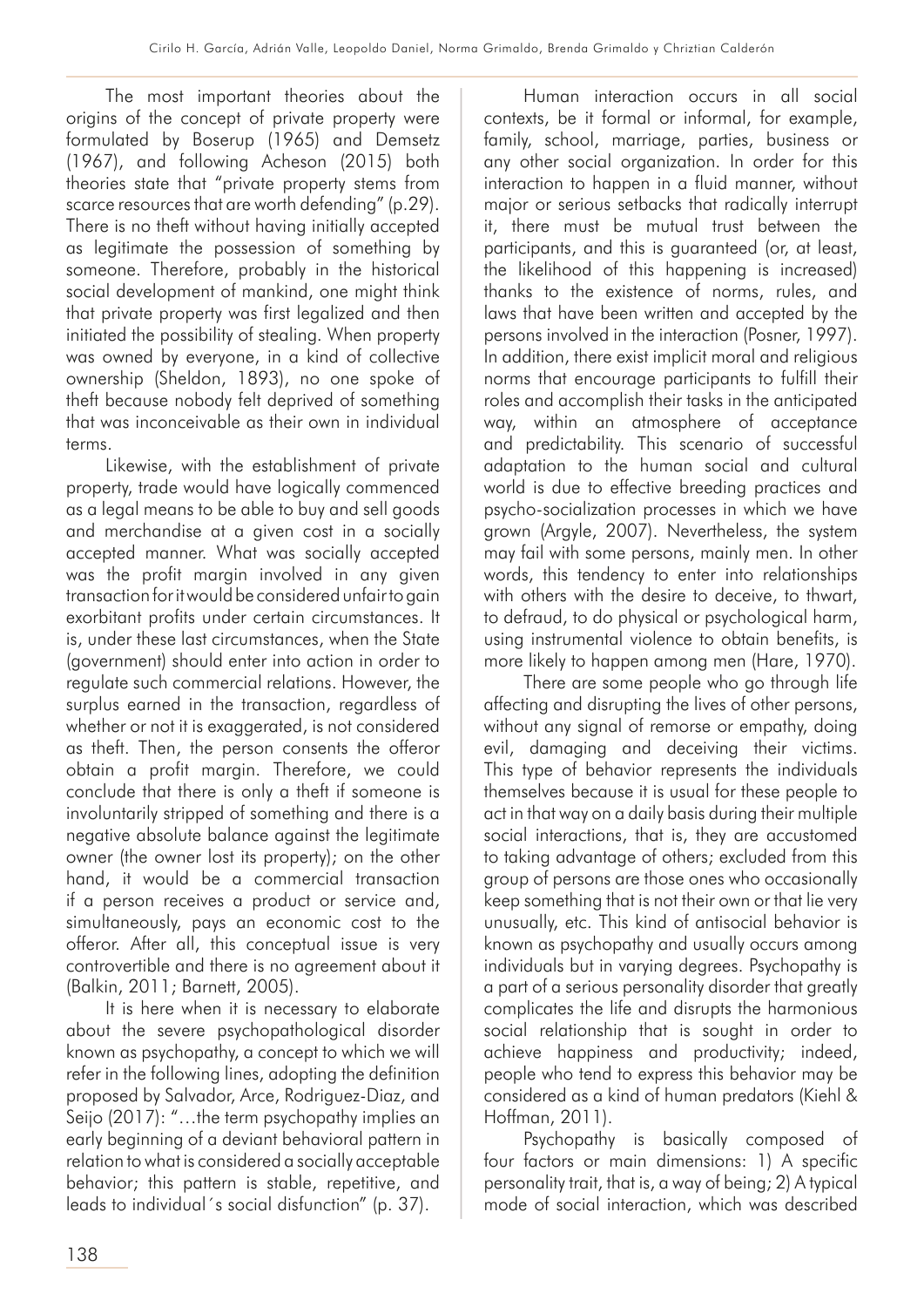The most important theories about the origins of the concept of private property were formulated by Boserup (1965) and Demsetz (1967), and following Acheson (2015) both theories state that "private property stems from scarce resources that are worth defending" (p.29). There is no theft without having initially accepted as legitimate the possession of something by someone. Therefore, probably in the historical social development of mankind, one might think that private property was first legalized and then initiated the possibility of stealing. When property was owned by everyone, in a kind of collective ownership (Sheldon, 1893), no one spoke of theft because nobody felt deprived of something that was inconceivable as their own in individual terms.

Likewise, with the establishment of private property, trade would have logically commenced as a legal means to be able to buy and sell goods and merchandise at a given cost in a socially accepted manner. What was socially accepted was the profit margin involved in any given transaction for it would be considered unfair to gain exorbitant profits under certain circumstances. It is, under these last circumstances, when the State (government) should enter into action in order to regulate such commercial relations. However, the surplus earned in the transaction, regardless of whether or not it is exaggerated, is not considered as theft. Then, the person consents the offeror obtain a profit margin. Therefore, we could conclude that there is only a theft if someone is involuntarily stripped of something and there is a negative absolute balance against the legitimate owner (the owner lost its property); on the other hand, it would be a commercial transaction if a person receives a product or service and, simultaneously, pays an economic cost to the offeror. After all, this conceptual issue is very controvertible and there is no agreement about it (Balkin, 2011; Barnett, 2005).

It is here when it is necessary to elaborate about the severe psychopathological disorder known as psychopathy, a concept to which we will refer in the following lines, adopting the definition proposed by Salvador, Arce, Rodriguez-Diaz, and Seijo (2017): "…the term psychopathy implies an early beginning of a deviant behavioral pattern in relation to what is considered a socially acceptable behavior; this pattern is stable, repetitive, and leads to individual´s social disfunction" (p. 37).

Human interaction occurs in all social contexts, be it formal or informal, for example, family, school, marriage, parties, business or any other social organization. In order for this interaction to happen in a fluid manner, without major or serious setbacks that radically interrupt it, there must be mutual trust between the participants, and this is guaranteed (or, at least, the likelihood of this happening is increased) thanks to the existence of norms, rules, and laws that have been written and accepted by the persons involved in the interaction (Posner, 1997). In addition, there exist implicit moral and religious norms that encourage participants to fulfill their roles and accomplish their tasks in the anticipated way, within an atmosphere of acceptance and predictability. This scenario of successful adaptation to the human social and cultural world is due to effective breeding practices and psycho-socialization processes in which we have grown (Argyle, 2007). Nevertheless, the system may fail with some persons, mainly men. In other words, this tendency to enter into relationships with others with the desire to deceive, to thwart, to defraud, to do physical or psychological harm, using instrumental violence to obtain benefits, is more likely to happen among men (Hare, 1970).

There are some people who go through life affecting and disrupting the lives of other persons, without any signal of remorse or empathy, doing evil, damaging and deceiving their victims. This type of behavior represents the individuals themselves because it is usual for these people to act in that way on a daily basis during their multiple social interactions, that is, they are accustomed to taking advantage of others; excluded from this group of persons are those ones who occasionally keep something that is not their own or that lie very unusually, etc. This kind of antisocial behavior is known as psychopathy and usually occurs among individuals but in varying degrees. Psychopathy is a part of a serious personality disorder that greatly complicates the life and disrupts the harmonious social relationship that is sought in order to achieve happiness and productivity; indeed, people who tend to express this behavior may be considered as a kind of human predators (Kiehl & Hoffman, 2011).

Psychopathy is basically composed of four factors or main dimensions: 1) A specific personality trait, that is, a way of being; 2) A typical mode of social interaction, which was described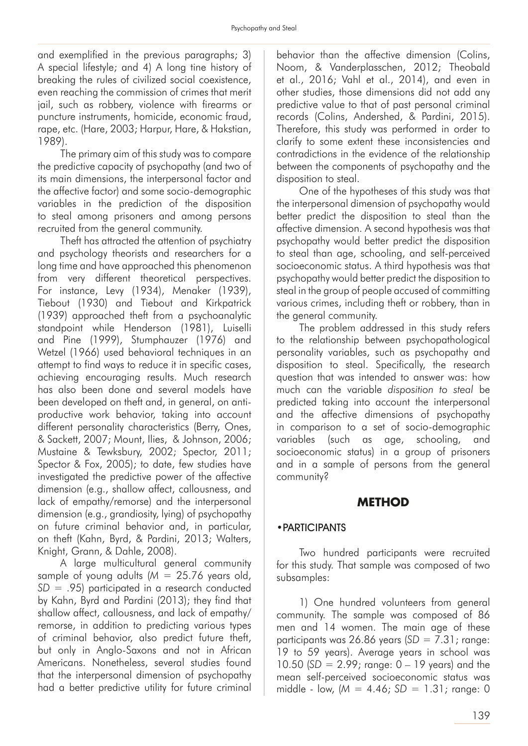and exemplified in the previous paragraphs; 3) A special lifestyle; and 4) A long tine history of breaking the rules of civilized social coexistence, even reaching the commission of crimes that merit jail, such as robbery, violence with firearms or puncture instruments, homicide, economic fraud, rape, etc. (Hare, 2003; Harpur, Hare, & Hakstian, 1989).

The primary aim of this study was to compare the predictive capacity of psychopathy (and two of its main dimensions, the interpersonal factor and the affective factor) and some socio-demographic variables in the prediction of the disposition to steal among prisoners and among persons recruited from the general community.

Theft has attracted the attention of psychiatry and psychology theorists and researchers for a long time and have approached this phenomenon from very different theoretical perspectives. For instance, Levy (1934), Menaker (1939), Tiebout (1930) and Tiebout and Kirkpatrick (1939) approached theft from a psychoanalytic standpoint while Henderson (1981), Luiselli and Pine (1999), Stumphauzer (1976) and Wetzel (1966) used behavioral techniques in an attempt to find ways to reduce it in specific cases, achieving encouraging results. Much research has also been done and several models have been developed on theft and, in general, on anti-productive work behavior, taking into account different personality characteristics (Berry, Ones, & Sackett, 2007; Mount, Ilies, & Johnson, 2006; Mustaine & Tewksbury, 2002; Spector, 2011; Spector & Fox, 2005); to date, few studies have investigated the predictive power of the affective dimension (e.g., shallow affect, callousness, and lack of empathy/remorse) and the interpersonal dimension (e.g., grandiosity, lying) of psychopathy on future criminal behavior and, in particular, on theft (Kahn, Byrd, & Pardini, 2013; Walters, Knight, Grann, & Dahle, 2008).

A large multicultural general community sample of young adults (*M* = 25.76 years old, *SD* = .95) participated in a research conducted by Kahn, Byrd and Pardini (2013); they find that shallow affect, callousness, and lack of empathy/remorse, in addition to predicting various types of criminal behavior, also predict future theft, but only in Anglo-Saxons and not in African Americans. Nonetheless, several studies found that the interpersonal dimension of psychopathy had a better predictive utility for future criminal behavior than the affective dimension (Colins, Noom, & Vanderplasschen, 2012; Theobald et al., 2016; Vahl et al., 2014), and even in other studies, those dimensions did not add any predictive value to that of past personal criminal records (Colins, Andershed, & Pardini, 2015). Therefore, this study was performed in order to clarify to some extent these inconsistencies and contradictions in the evidence of the relationship between the components of psychopathy and the disposition to steal.

One of the hypotheses of this study was that the interpersonal dimension of psychopathy would better predict the disposition to steal than the affective dimension. A second hypothesis was that psychopathy would better predict the disposition to steal than age, schooling, and self-perceived socioeconomic status. A third hypothesis was that psychopathy would better predict the disposition to steal in the group of people accused of committing various crimes, including theft or robbery, than in the general community.

The problem addressed in this study refers to the relationship between psychopathological personality variables, such as psychopathy and disposition to steal. Specifically, the research question that was intended to answer was: how much can the variable *disposition to steal* be predicted taking into account the interpersonal and the affective dimensions of psychopathy in comparison to a set of socio-demographic variables (such as age, schooling, and socioeconomic status) in a group of prisoners and in a sample of persons from the general community?

## METHOD

### • PARTICIPANTS

Two hundred participants were recruited for this study. That sample was composed of two subsamples:

1) One hundred volunteers from general community. The sample was composed of 86 men and 14 women. The main age of these participants was 26.86 years (*SD* = 7.31; range: 19 to 59 years). Average years in school was 10.50 (*SD* = 2.99; range: 0 – 19 years) and the mean self-perceived socioeconomic status was middle - low, (*M* = 4.46; *SD* = 1.31; range: 0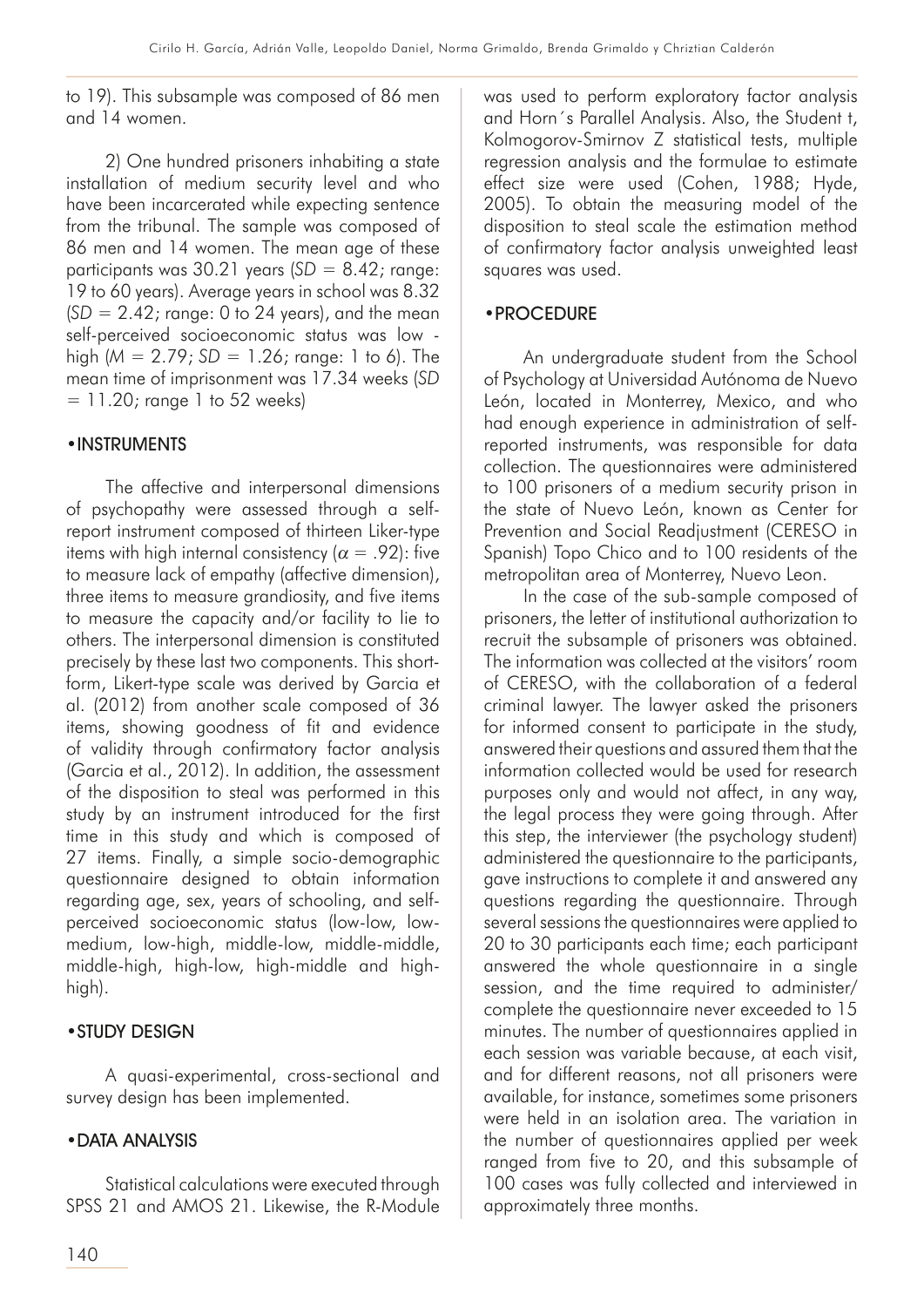to 19). This subsample was composed of 86 men and 14 women.

2) One hundred prisoners inhabiting a state installation of medium security level and who have been incarcerated while expecting sentence from the tribunal. The sample was composed of 86 men and 14 women. The mean age of these participants was 30.21 years (*SD* = 8.42; range: 19 to 60 years). Average years in school was 8.32 (*SD* = 2.42; range: 0 to 24 years), and the mean self-perceived socioeconomic status was low - high (*M* = 2.79; *SD* = 1.26; range: 1 to 6). The mean time of imprisonment was 17.34 weeks (*SD* = 11.20; range 1 to 52 weeks)

## •INSTRUMENTS

The affective and interpersonal dimensions of psychopathy were assessed through a self-report instrument composed of thirteen Liker-type items with high internal consistency ($\alpha = .92$): five to measure lack of empathy (affective dimension), three items to measure grandiosity, and five items to measure the capacity and/or facility to lie to others. The interpersonal dimension is constituted precisely by these last two components. This short-form, Likert-type scale was derived by Garcia et al. (2012) from another scale composed of 36 items, showing goodness of fit and evidence of validity through confirmatory factor analysis (Garcia et al., 2012). In addition, the assessment of the disposition to steal was performed in this study by an instrument introduced for the first time in this study and which is composed of 27 items. Finally, a simple socio-demographic questionnaire designed to obtain information regarding age, sex, years of schooling, and self-perceived socioeconomic status (low-low, low-medium, low-high, middle-low, middle-middle, middle-high, high-low, high-middle and high-high).

## •STUDY DESIGN

A quasi-experimental, cross-sectional and survey design has been implemented.

## •DATA ANALYSIS

Statistical calculations were executed through SPSS 21 and AMOS 21. Likewise, the R-Module was used to perform exploratory factor analysis and Horn´s Parallel Analysis. Also, the Student t, Kolmogorov-Smirnov Z statistical tests, multiple regression analysis and the formulae to estimate effect size were used (Cohen, 1988; Hyde, 2005). To obtain the measuring model of the disposition to steal scale the estimation method of confirmatory factor analysis unweighted least squares was used.

## •PROCEDURE

An undergraduate student from the School of Psychology at Universidad Autónoma de Nuevo León, located in Monterrey, Mexico, and who had enough experience in administration of self-reported instruments, was responsible for data collection. The questionnaires were administered to 100 prisoners of a medium security prison in the state of Nuevo León, known as Center for Prevention and Social Readjustment (CERESO in Spanish) Topo Chico and to 100 residents of the metropolitan area of Monterrey, Nuevo Leon.

In the case of the sub-sample composed of prisoners, the letter of institutional authorization to recruit the subsample of prisoners was obtained. The information was collected at the visitors' room of CERESO, with the collaboration of a federal criminal lawyer. The lawyer asked the prisoners for informed consent to participate in the study, answered their questions and assured them that the information collected would be used for research purposes only and would not affect, in any way, the legal process they were going through. After this step, the interviewer (the psychology student) administered the questionnaire to the participants, gave instructions to complete it and answered any questions regarding the questionnaire. Through several sessions the questionnaires were applied to 20 to 30 participants each time; each participant answered the whole questionnaire in a single session, and the time required to administer/complete the questionnaire never exceeded to 15 minutes. The number of questionnaires applied in each session was variable because, at each visit, and for different reasons, not all prisoners were available, for instance, sometimes some prisoners were held in an isolation area. The variation in the number of questionnaires applied per week ranged from five to 20, and this subsample of 100 cases was fully collected and interviewed in approximately three months.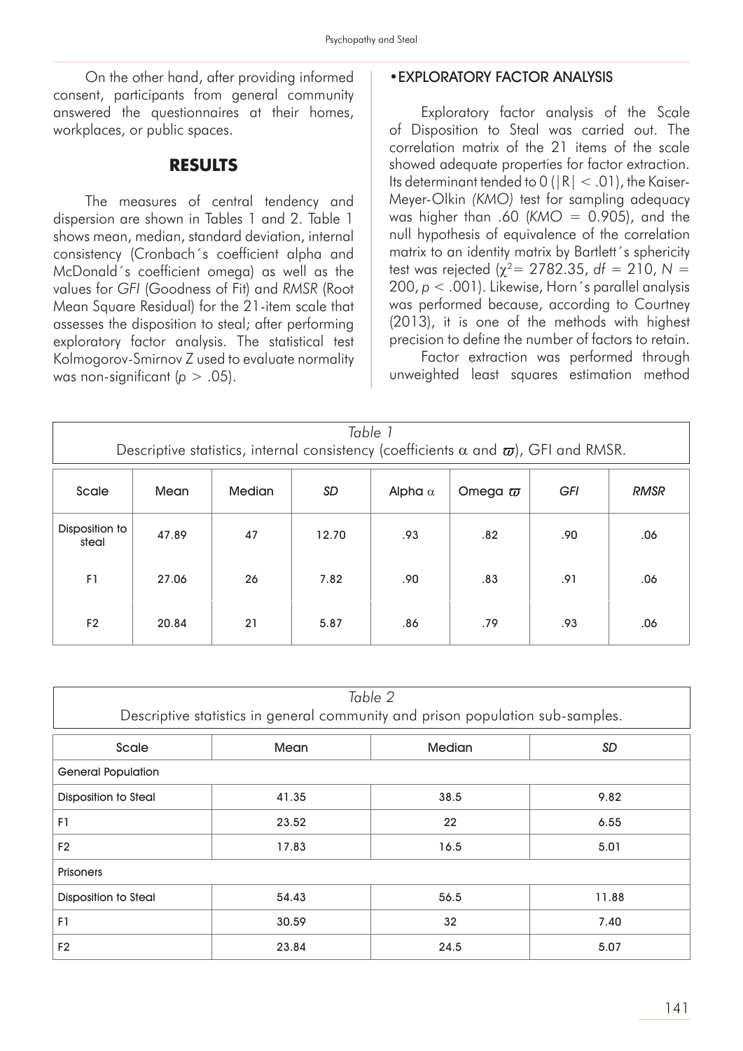On the other hand, after providing informed consent, participants from general community answered the questionnaires at their homes, workplaces, or public spaces.

## RESULTS

The measures of central tendency and dispersion are shown in Tables 1 and 2. Table 1 shows mean, median, standard deviation, internal consistency (Cronbach´s coefficient alpha and McDonald´s coefficient omega) as well as the values for *GFI* (Goodness of Fit) and *RMSR* (Root Mean Square Residual) for the 21-item scale that assesses the disposition to steal; after performing exploratory factor analysis. The statistical test Kolmogorov-Smirnov Z used to evaluate normality was non-significant ($p > .05$).

### • EXPLORATORY FACTOR ANALYSIS

Exploratory factor analysis of the Scale of Disposition to Steal was carried out. The correlation matrix of the 21 items of the scale showed adequate properties for factor extraction. Its determinant tended to 0 ($|R| < .01$), the Kaiser-Meyer-Olkin *(KMO)* test for sampling adequacy was higher than .60 ($KMO = 0.905$), and the null hypothesis of equivalence of the correlation matrix to an identity matrix by Bartlett´s sphericity test was rejected ($\chi^2 = 2782.35$, $df = 210$, $N = 200$, $p < .001$). Likewise, Horn´s parallel analysis was performed because, according to Courtney (2013), it is one of the methods with highest precision to define the number of factors to retain.

Factor extraction was performed through unweighted least squares estimation method

*Table 1*
Descriptive statistics, internal consistency (coefficients $\alpha$ and $\varpi$), GFI and RMSR.

| Scale | Mean | Median | *SD* | Alpha $\alpha$ | Omega $\varpi$ | *GFI* | *RMSR* |
|---|---|---|---|---|---|---|---|
| Disposition to steal | 47.89 | 47 | 12.70 | .93 | .82 | .90 | .06 |
| F1 | 27.06 | 26 | 7.82 | .90 | .83 | .91 | .06 |
| F2 | 20.84 | 21 | 5.87 | .86 | .79 | .93 | .06 |

*Table 2*
Descriptive statistics in general community and prison population sub-samples.

| Scale | Mean | Median | *SD* |
|---|---|---|---|
| General Population | | | |
| Disposition to Steal | 41.35 | 38.5 | 9.82 |
| F1 | 23.52 | 22 | 6.55 |
| F2 | 17.83 | 16.5 | 5.01 |
| Prisoners | | | |
| Disposition to Steal | 54.43 | 56.5 | 11.88 |
| F1 | 30.59 | 32 | 7.40 |
| F2 | 23.84 | 24.5 | 5.07 |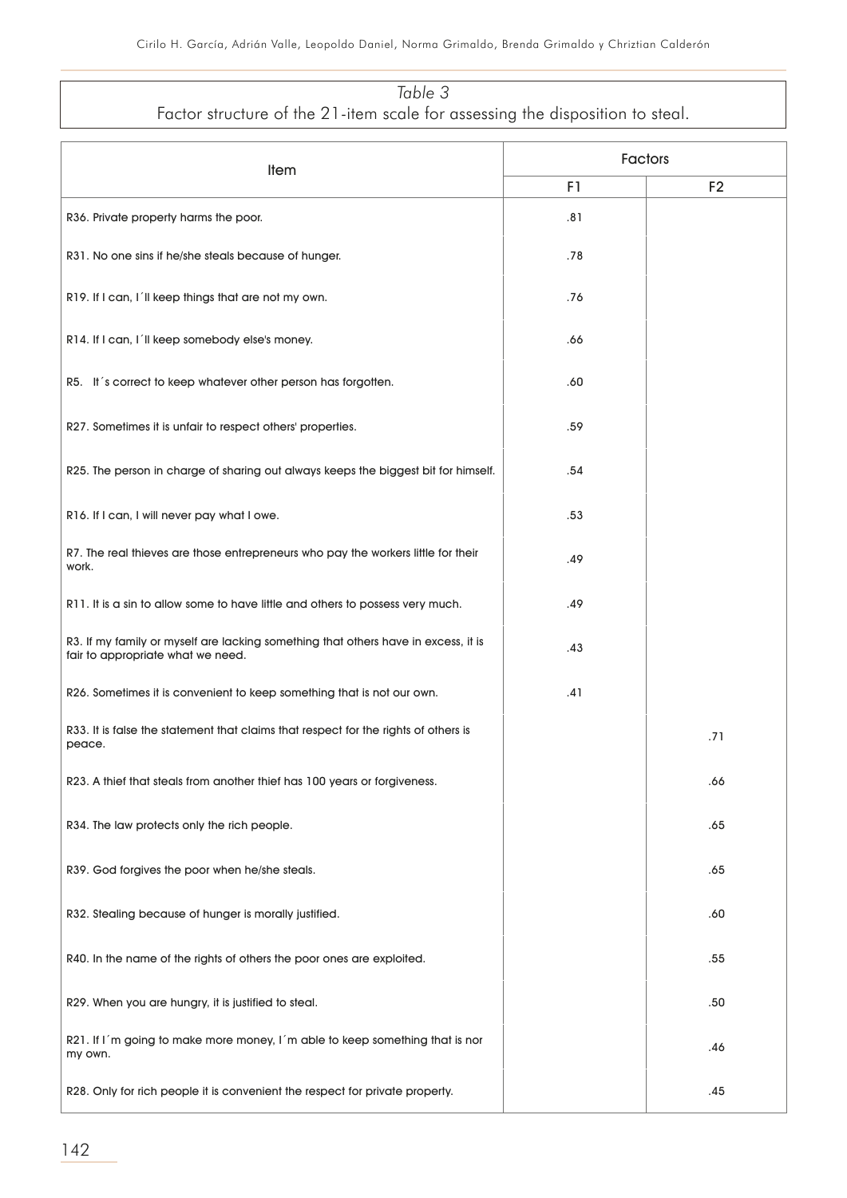*Table 3*
Factor structure of the 21-item scale for assessing the disposition to steal.

| Item | Factors | |
|---|---|---|
| | F1 | F2 |
| R36. Private property harms the poor. | .81 | |
| R31. No one sins if he/she steals because of hunger. | .78 | |
| R19. If I can, I´ll keep things that are not my own. | .76 | |
| R14. If I can, I´ll keep somebody else's money. | .66 | |
| R5. It´s correct to keep whatever other person has forgotten. | .60 | |
| R27. Sometimes it is unfair to respect others' properties. | .59 | |
| R25. The person in charge of sharing out always keeps the biggest bit for himself. | .54 | |
| R16. If I can, I will never pay what I owe. | .53 | |
| R7. The real thieves are those entrepreneurs who pay the workers little for their work. | .49 | |
| R11. It is a sin to allow some to have little and others to possess very much. | .49 | |
| R3. If my family or myself are lacking something that others have in excess, it is fair to appropriate what we need. | .43 | |
| R26. Sometimes it is convenient to keep something that is not our own. | .41 | |
| R33. It is false the statement that claims that respect for the rights of others is peace. | | .71 |
| R23. A thief that steals from another thief has 100 years or forgiveness. | | .66 |
| R34. The law protects only the rich people. | | .65 |
| R39. God forgives the poor when he/she steals. | | .65 |
| R32. Stealing because of hunger is morally justified. | | .60 |
| R40. In the name of the rights of others the poor ones are exploited. | | .55 |
| R29. When you are hungry, it is justified to steal. | | .50 |
| R21. If I´m going to make more money, I´m able to keep something that is nor my own. | | .46 |
| R28. Only for rich people it is convenient the respect for private property. | | .45 |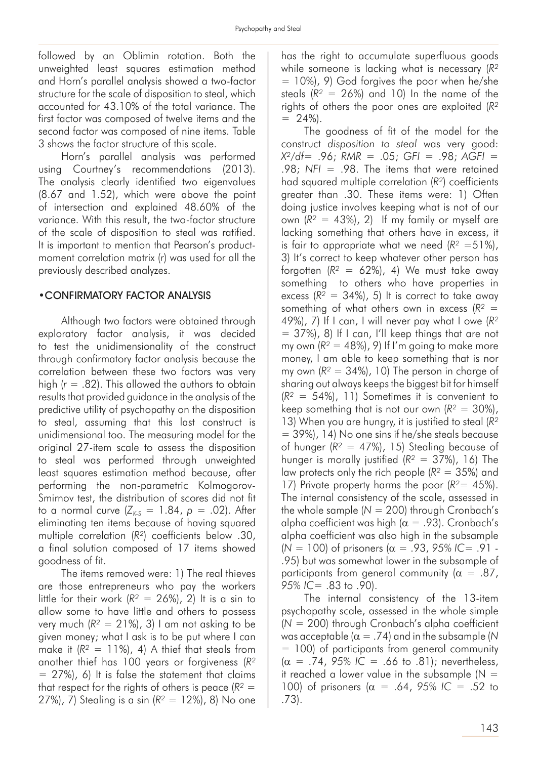followed by an Oblimin rotation. Both the unweighted least squares estimation method and Horn's parallel analysis showed a two-factor structure for the scale of disposition to steal, which accounted for 43.10% of the total variance. The first factor was composed of twelve items and the second factor was composed of nine items. Table 3 shows the factor structure of this scale.

Horn's parallel analysis was performed using Courtney's recommendations (2013). The analysis clearly identified two eigenvalues (8.67 and 1.52), which were above the point of intersection and explained 48.60% of the variance. With this result, the two-factor structure of the scale of disposition to steal was ratified. It is important to mention that Pearson's product-moment correlation matrix (*r*) was used for all the previously described analyzes.

## •CONFIRMATORY FACTOR ANALYSIS

Although two factors were obtained through exploratory factor analysis, it was decided to test the unidimensionality of the construct through confirmatory factor analysis because the correlation between these two factors was very high ($r = .82$). This allowed the authors to obtain results that provided guidance in the analysis of the predictive utility of psychopathy on the disposition to steal, assuming that this last construct is unidimensional too. The measuring model for the original 27-item scale to assess the disposition to steal was performed through unweighted least squares estimation method because, after performing the non-parametric Kolmogorov-Smirnov test, the distribution of scores did not fit to a normal curve ($Z_{K\text{-}S} = 1.84$, $p = .02$). After eliminating ten items because of having squared multiple correlation ($R^2$) coefficients below .30, a final solution composed of 17 items showed goodness of fit.

The items removed were: 1) The real thieves are those entrepreneurs who pay the workers little for their work ($R^2 = 26\%$), 2) It is a sin to allow some to have little and others to possess very much ($R^2 = 21\%$), 3) I am not asking to be given money; what I ask is to be put where I can make it ($R^2 = 11\%$), 4) A thief that steals from another thief has 100 years or forgiveness ($R^2 = 27\%$), 6) It is false the statement that claims that respect for the rights of others is peace ($R^2 = 27\%$), 7) Stealing is a sin ($R^2 = 12\%$), 8) No one has the right to accumulate superfluous goods while someone is lacking what is necessary ($R^2 = 10\%$), 9) God forgives the poor when he/she steals ($R^2 = 26\%$) and 10) In the name of the rights of others the poor ones are exploited ($R^2 = 24\%$).

The goodness of fit of the model for the construct *disposition to steal* was very good: $X^2/df = .96$; $RMR = .05$; $GFI = .98$; $AGFI = .98$; $NFI = .98$. The items that were retained had squared multiple correlation ($R^2$) coefficients greater than .30. These items were: 1) Often doing justice involves keeping what is not of our own ($R^2 = 43\%$), 2) If my family or myself are lacking something that others have in excess, it is fair to appropriate what we need ($R^2 = 51\%$), 3) It's correct to keep whatever other person has forgotten ($R^2 = 62\%$), 4) We must take away something to others who have properties in excess ($R^2 = 34\%$), 5) It is correct to take away something of what others own in excess ($R^2 = 49\%$), 7) If I can, I will never pay what I owe ($R^2 = 37\%$), 8) If I can, I'll keep things that are not my own ($R^2 = 48\%$), 9) If I'm going to make more money, I am able to keep something that is nor my own ($R^2 = 34\%$), 10) The person in charge of sharing out always keeps the biggest bit for himself ($R^2 = 54\%$), 11) Sometimes it is convenient to keep something that is not our own ($R^2 = 30\%$), 13) When you are hungry, it is justified to steal ($R^2 = 39\%$), 14) No one sins if he/she steals because of hunger ($R^2 = 47\%$), 15) Stealing because of hunger is morally justified ($R^2 = 37\%$), 16) The law protects only the rich people ($R^2 = 35\%$) and 17) Private property harms the poor ($R^2 = 45\%$). The internal consistency of the scale, assessed in the whole sample ($N = 200$) through Cronbach's alpha coefficient was high ($\alpha = .93$). Cronbach's alpha coefficient was also high in the subsample ($N = 100$) of prisoners ($\alpha = .93$, *95% IC* $= .91$ - $.95$) but was somewhat lower in the subsample of participants from general community ($\alpha = .87$, *95% IC* $= .83$ to $.90$).

The internal consistency of the 13-item psychopathy scale, assessed in the whole simple ($N = 200$) through Cronbach's alpha coefficient was acceptable ($\alpha = .74$) and in the subsample ($N = 100$) of participants from general community ($\alpha = .74$, *95% IC* $= .66$ to $.81$); nevertheless, it reached a lower value in the subsample ($N = 100$) of prisoners ($\alpha = .64$, *95% IC* $= .52$ to $.73$).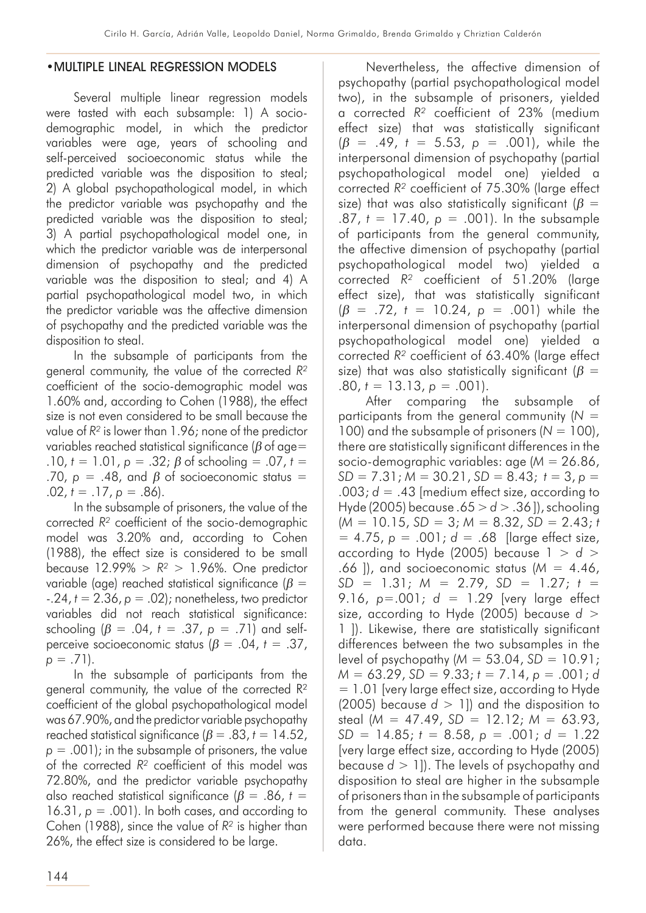## •MULTIPLE LINEAL REGRESSION MODELS

Several multiple linear regression models were tasted with each subsample: 1) A socio-demographic model, in which the predictor variables were age, years of schooling and self-perceived socioeconomic status while the predicted variable was the disposition to steal; 2) A global psychopathological model, in which the predictor variable was psychopathy and the predicted variable was the disposition to steal; 3) A partial psychopathological model one, in which the predictor variable was de interpersonal dimension of psychopathy and the predicted variable was the disposition to steal; and 4) A partial psychopathological model two, in which the predictor variable was the affective dimension of psychopathy and the predicted variable was the disposition to steal.

In the subsample of participants from the general community, the value of the corrected $R^2$ coefficient of the socio-demographic model was 1.60% and, according to Cohen (1988), the effect size is not even considered to be small because the value of $R^2$ is lower than 1.96; none of the predictor variables reached statistical significance ($\beta$ of age= .10, $t$ = 1.01, $p$ = .32; $\beta$ of schooling = .07, $t$ = .70, $p$ = .48, and $\beta$ of socioeconomic status = .02, $t$ = .17, $p$ = .86).

In the subsample of prisoners, the value of the corrected $R^2$ coefficient of the socio-demographic model was 3.20% and, according to Cohen (1988), the effect size is considered to be small because 12.99% > $R^2$ > 1.96%. One predictor variable (age) reached statistical significance ($\beta$ = -.24, $t$ = 2.36, $p$ = .02); nonetheless, two predictor variables did not reach statistical significance: schooling ($\beta$ = .04, $t$ = .37, $p$ = .71) and self-perceive socioeconomic status ($\beta$ = .04, $t$ = .37, $p$ = .71).

In the subsample of participants from the general community, the value of the corrected $R^2$ coefficient of the global psychopathological model was 67.90%, and the predictor variable psychopathy reached statistical significance ($\beta$ = .83, $t$ = 14.52, $p$ = .001); in the subsample of prisoners, the value of the corrected $R^2$ coefficient of this model was 72.80%, and the predictor variable psychopathy also reached statistical significance ($\beta$ = .86, $t$ = 16.31, $p$ = .001). In both cases, and according to Cohen (1988), since the value of $R^2$ is higher than 26%, the effect size is considered to be large.

Nevertheless, the affective dimension of psychopathy (partial psychopathological model two), in the subsample of prisoners, yielded a corrected $R^2$ coefficient of 23% (medium effect size) that was statistically significant ($\beta$ = .49, $t$ = 5.53, $p$ = .001), while the interpersonal dimension of psychopathy (partial psychopathological model one) yielded a corrected $R^2$ coefficient of 75.30% (large effect size) that was also statistically significant ($\beta$ = .87, $t$ = 17.40, $p$ = .001). In the subsample of participants from the general community, the affective dimension of psychopathy (partial psychopathological model two) yielded a corrected $R^2$ coefficient of 51.20% (large effect size), that was statistically significant ($\beta$ = .72, $t$ = 10.24, $p$ = .001) while the interpersonal dimension of psychopathy (partial psychopathological model one) yielded a corrected $R^2$ coefficient of 63.40% (large effect size) that was also statistically significant ($\beta$ = .80, $t$ = 13.13, $p$ = .001).

After comparing the subsample of participants from the general community ($N$ = 100) and the subsample of prisoners ($N$ = 100), there are statistically significant differences in the socio-demographic variables: age ($M$ = 26.86, $SD$ = 7.31; $M$ = 30.21, $SD$ = 8.43; $t$ = 3, $p$ = .003; $d$ = .43 [medium effect size, according to Hyde (2005) because .65 > $d$ > .36 ]), schooling ($M$ = 10.15, $SD$ = 3; $M$ = 8.32, $SD$ = 2.43; $t$ = 4.75, $p$ = .001; $d$ = .68 [large effect size, according to Hyde (2005) because 1 > $d$ > .66 ]), and socioeconomic status ($M$ = 4.46, $SD$ = 1.31; $M$ = 2.79, $SD$ = 1.27; $t$ = 9.16, $p$=.001; $d$ = 1.29 [very large effect size, according to Hyde (2005) because $d$ > 1 ]). Likewise, there are statistically significant differences between the two subsamples in the level of psychopathy ($M$ = 53.04, $SD$ = 10.91; $M$ = 63.29, $SD$ = 9.33; $t$ = 7.14, $p$ = .001; $d$ = 1.01 [very large effect size, according to Hyde (2005) because $d$ > 1]) and the disposition to steal ($M$ = 47.49, $SD$ = 12.12; $M$ = 63.93, $SD$ = 14.85; $t$ = 8.58, $p$ = .001; $d$ = 1.22 [very large effect size, according to Hyde (2005) because $d$ > 1]). The levels of psychopathy and disposition to steal are higher in the subsample of prisoners than in the subsample of participants from the general community. These analyses were performed because there were not missing data.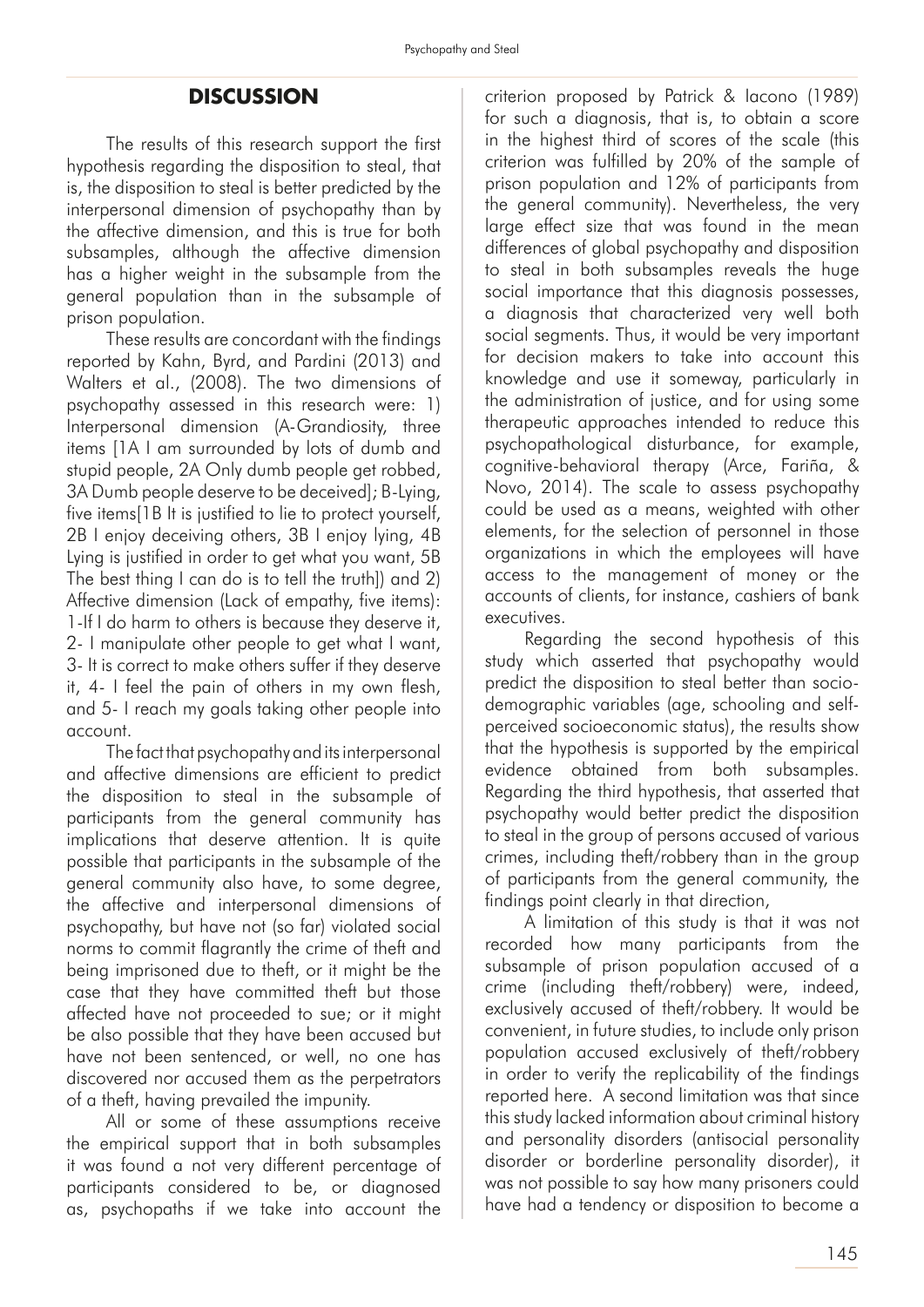## DISCUSSION

The results of this research support the first hypothesis regarding the disposition to steal, that is, the disposition to steal is better predicted by the interpersonal dimension of psychopathy than by the affective dimension, and this is true for both subsamples, although the affective dimension has a higher weight in the subsample from the general population than in the subsample of prison population.

These results are concordant with the findings reported by Kahn, Byrd, and Pardini (2013) and Walters et al., (2008). The two dimensions of psychopathy assessed in this research were: 1) Interpersonal dimension (A-Grandiosity, three items [1A I am surrounded by lots of dumb and stupid people, 2A Only dumb people get robbed, 3A Dumb people deserve to be deceived]; B-Lying, five items[1B It is justified to lie to protect yourself, 2B I enjoy deceiving others, 3B I enjoy lying, 4B Lying is justified in order to get what you want, 5B The best thing I can do is to tell the truth]) and 2) Affective dimension (Lack of empathy, five items): 1-If I do harm to others is because they deserve it, 2- I manipulate other people to get what I want, 3- It is correct to make others suffer if they deserve it, 4- I feel the pain of others in my own flesh, and 5- I reach my goals taking other people into account.

The fact that psychopathy and its interpersonal and affective dimensions are efficient to predict the disposition to steal in the subsample of participants from the general community has implications that deserve attention. It is quite possible that participants in the subsample of the general community also have, to some degree, the affective and interpersonal dimensions of psychopathy, but have not (so far) violated social norms to commit flagrantly the crime of theft and being imprisoned due to theft, or it might be the case that they have committed theft but those affected have not proceeded to sue; or it might be also possible that they have been accused but have not been sentenced, or well, no one has discovered nor accused them as the perpetrators of a theft, having prevailed the impunity.

All or some of these assumptions receive the empirical support that in both subsamples it was found a not very different percentage of participants considered to be, or diagnosed as, psychopaths if we take into account the criterion proposed by Patrick & Iacono (1989) for such a diagnosis, that is, to obtain a score in the highest third of scores of the scale (this criterion was fulfilled by 20% of the sample of prison population and 12% of participants from the general community). Nevertheless, the very large effect size that was found in the mean differences of global psychopathy and disposition to steal in both subsamples reveals the huge social importance that this diagnosis possesses, a diagnosis that characterized very well both social segments. Thus, it would be very important for decision makers to take into account this knowledge and use it someway, particularly in the administration of justice, and for using some therapeutic approaches intended to reduce this psychopathological disturbance, for example, cognitive-behavioral therapy (Arce, Fariña, & Novo, 2014). The scale to assess psychopathy could be used as a means, weighted with other elements, for the selection of personnel in those organizations in which the employees will have access to the management of money or the accounts of clients, for instance, cashiers of bank executives.

Regarding the second hypothesis of this study which asserted that psychopathy would predict the disposition to steal better than socio-demographic variables (age, schooling and self-perceived socioeconomic status), the results show that the hypothesis is supported by the empirical evidence obtained from both subsamples. Regarding the third hypothesis, that asserted that psychopathy would better predict the disposition to steal in the group of persons accused of various crimes, including theft/robbery than in the group of participants from the general community, the findings point clearly in that direction,

A limitation of this study is that it was not recorded how many participants from the subsample of prison population accused of a crime (including theft/robbery) were, indeed, exclusively accused of theft/robbery. It would be convenient, in future studies, to include only prison population accused exclusively of theft/robbery in order to verify the replicability of the findings reported here. A second limitation was that since this study lacked information about criminal history and personality disorders (antisocial personality disorder or borderline personality disorder), it was not possible to say how many prisoners could have had a tendency or disposition to become a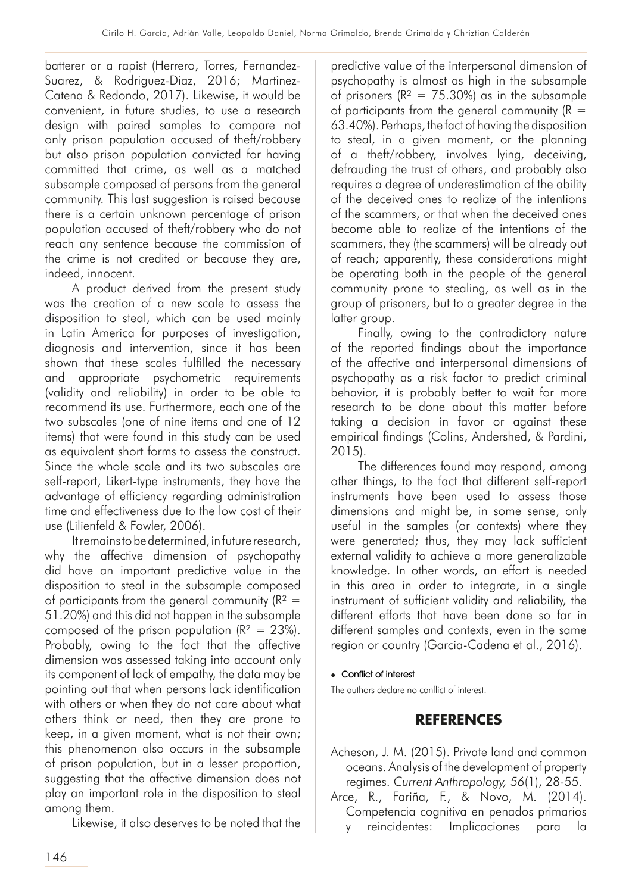batterer or a rapist (Herrero, Torres, Fernandez-Suarez, & Rodriguez-Diaz, 2016; Martinez-Catena & Redondo, 2017). Likewise, it would be convenient, in future studies, to use a research design with paired samples to compare not only prison population accused of theft/robbery but also prison population convicted for having committed that crime, as well as a matched subsample composed of persons from the general community. This last suggestion is raised because there is a certain unknown percentage of prison population accused of theft/robbery who do not reach any sentence because the commission of the crime is not credited or because they are, indeed, innocent.

A product derived from the present study was the creation of a new scale to assess the disposition to steal, which can be used mainly in Latin America for purposes of investigation, diagnosis and intervention, since it has been shown that these scales fulfilled the necessary and appropriate psychometric requirements (validity and reliability) in order to be able to recommend its use. Furthermore, each one of the two subscales (one of nine items and one of 12 items) that were found in this study can be used as equivalent short forms to assess the construct. Since the whole scale and its two subscales are self-report, Likert-type instruments, they have the advantage of efficiency regarding administration time and effectiveness due to the low cost of their use (Lilienfeld & Fowler, 2006).

It remains to be determined, in future research, why the affective dimension of psychopathy did have an important predictive value in the disposition to steal in the subsample composed of participants from the general community ($R^2$ = 51.20%) and this did not happen in the subsample composed of the prison population ($R^2$ = 23%). Probably, owing to the fact that the affective dimension was assessed taking into account only its component of lack of empathy, the data may be pointing out that when persons lack identification with others or when they do not care about what others think or need, then they are prone to keep, in a given moment, what is not their own; this phenomenon also occurs in the subsample of prison population, but in a lesser proportion, suggesting that the affective dimension does not play an important role in the disposition to steal among them.

Likewise, it also deserves to be noted that the predictive value of the interpersonal dimension of psychopathy is almost as high in the subsample of prisoners ($R^2$ = 75.30%) as in the subsample of participants from the general community ($R$ = 63.40%). Perhaps, the fact of having the disposition to steal, in a given moment, or the planning of a theft/robbery, involves lying, deceiving, defrauding the trust of others, and probably also requires a degree of underestimation of the ability of the deceived ones to realize of the intentions of the scammers, or that when the deceived ones become able to realize of the intentions of the scammers, they (the scammers) will be already out of reach; apparently, these considerations might be operating both in the people of the general community prone to stealing, as well as in the group of prisoners, but to a greater degree in the latter group.

Finally, owing to the contradictory nature of the reported findings about the importance of the affective and interpersonal dimensions of psychopathy as a risk factor to predict criminal behavior, it is probably better to wait for more research to be done about this matter before taking a decision in favor or against these empirical findings (Colins, Andershed, & Pardini, 2015).

The differences found may respond, among other things, to the fact that different self-report instruments have been used to assess those dimensions and might be, in some sense, only useful in the samples (or contexts) where they were generated; thus, they may lack sufficient external validity to achieve a more generalizable knowledge. In other words, an effort is needed in this area in order to integrate, in a single instrument of sufficient validity and reliability, the different efforts that have been done so far in different samples and contexts, even in the same region or country (Garcia-Cadena et al., 2016).

- Conflict of interest

The authors declare no conflict of interest.

## REFERENCES

Acheson, J. M. (2015). Private land and common oceans. Analysis of the development of property regimes. *Current Anthropology, 56*(1), 28-55.

Arce, R., Fariña, F., & Novo, M. (2014). Competencia cognitiva en penados primarios y reincidentes: Implicaciones para la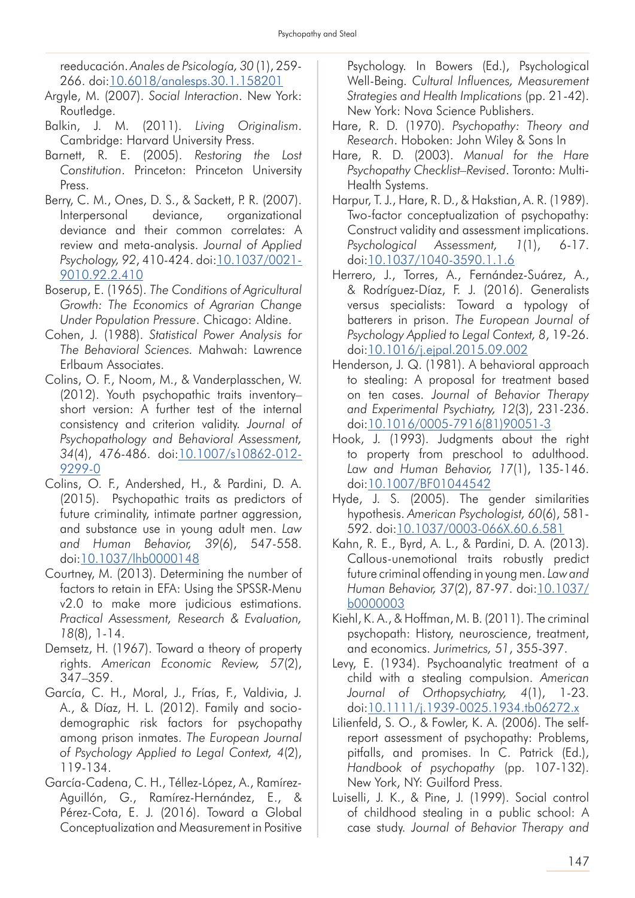reeducación. *Anales de Psicología, 30* (1), 259-266. doi:10.6018/analesps.30.1.158201

Argyle, M. (2007). *Social Interaction*. New York: Routledge.

Balkin, J. M. (2011). *Living Originalism*. Cambridge: Harvard University Press.

Barnett, R. E. (2005). *Restoring the Lost Constitution*. Princeton: Princeton University Press.

Berry, C. M., Ones, D. S., & Sackett, P. R. (2007). Interpersonal deviance, organizational deviance and their common correlates: A review and meta-analysis. *Journal of Applied Psychology, 92*, 410-424. doi:10.1037/0021-9010.92.2.410

Boserup, E. (1965). *The Conditions of Agricultural Growth: The Economics of Agrarian Change Under Population Pressure*. Chicago: Aldine.

Cohen, J. (1988). *Statistical Power Analysis for The Behavioral Sciences*. Mahwah: Lawrence Erlbaum Associates.

Colins, O. F., Noom, M., & Vanderplasschen, W. (2012). Youth psychopathic traits inventory–short version: A further test of the internal consistency and criterion validity. *Journal of Psychopathology and Behavioral Assessment, 34*(4), 476-486. doi:10.1007/s10862-012-9299-0

Colins, O. F., Andershed, H., & Pardini, D. A. (2015). Psychopathic traits as predictors of future criminality, intimate partner aggression, and substance use in young adult men. *Law and Human Behavior, 39*(6), 547-558. doi:10.1037/lhb0000148

Courtney, M. (2013). Determining the number of factors to retain in EFA: Using the SPSSR-Menu v2.0 to make more judicious estimations. *Practical Assessment, Research & Evaluation, 18*(8), 1-14.

Demsetz, H. (1967). Toward a theory of property rights. *American Economic Review, 57*(2), 347–359.

García, C. H., Moral, J., Frías, F., Valdivia, J. A., & Díaz, H. L. (2012). Family and socio-demographic risk factors for psychopathy among prison inmates. *The European Journal of Psychology Applied to Legal Context, 4*(2), 119-134.

García-Cadena, C. H., Téllez-López, A., Ramírez-Aguillón, G., Ramírez-Hernández, E., & Pérez-Cota, E. J. (2016). Toward a Global Conceptualization and Measurement in Positive Psychology. In Bowers (Ed.), Psychological Well-Being. *Cultural Influences, Measurement Strategies and Health Implications* (pp. 21-42). New York: Nova Science Publishers.

Hare, R. D. (1970). *Psychopathy: Theory and Research*. Hoboken: John Wiley & Sons In

Hare, R. D. (2003). *Manual for the Hare Psychopathy Checklist–Revised*. Toronto: Multi-Health Systems.

Harpur, T. J., Hare, R. D., & Hakstian, A. R. (1989). Two-factor conceptualization of psychopathy: Construct validity and assessment implications. *Psychological Assessment, 1*(1), 6-17. doi:10.1037/1040-3590.1.1.6

Herrero, J., Torres, A., Fernández-Suárez, A., & Rodríguez-Díaz, F. J. (2016). Generalists versus specialists: Toward a typology of batterers in prison. *The European Journal of Psychology Applied to Legal Context, 8*, 19-26. doi:10.1016/j.ejpal.2015.09.002

Henderson, J. Q. (1981). A behavioral approach to stealing: A proposal for treatment based on ten cases. *Journal of Behavior Therapy and Experimental Psychiatry, 12*(3), 231-236. doi:10.1016/0005-7916(81)90051-3

Hook, J. (1993). Judgments about the right to property from preschool to adulthood. *Law and Human Behavior, 17*(1), 135-146. doi:10.1007/BF01044542

Hyde, J. S. (2005). The gender similarities hypothesis. *American Psychologist, 60*(6), 581-592. doi:10.1037/0003-066X.60.6.581

Kahn, R. E., Byrd, A. L., & Pardini, D. A. (2013). Callous-unemotional traits robustly predict future criminal offending in young men. *Law and Human Behavior, 37*(2), 87-97. doi:10.1037/b0000003

Kiehl, K. A., & Hoffman, M. B. (2011). The criminal psychopath: History, neuroscience, treatment, and economics. *Jurimetrics, 51*, 355-397.

Levy, E. (1934). Psychoanalytic treatment of a child with a stealing compulsion. *American Journal of Orthopsychiatry, 4*(1), 1-23. doi:10.1111/j.1939-0025.1934.tb06272.x

Lilienfeld, S. O., & Fowler, K. A. (2006). The self-report assessment of psychopathy: Problems, pitfalls, and promises. In C. Patrick (Ed.), *Handbook of psychopathy* (pp. 107-132). New York, NY: Guilford Press.

Luiselli, J. K., & Pine, J. (1999). Social control of childhood stealing in a public school: A case study. *Journal of Behavior Therapy and*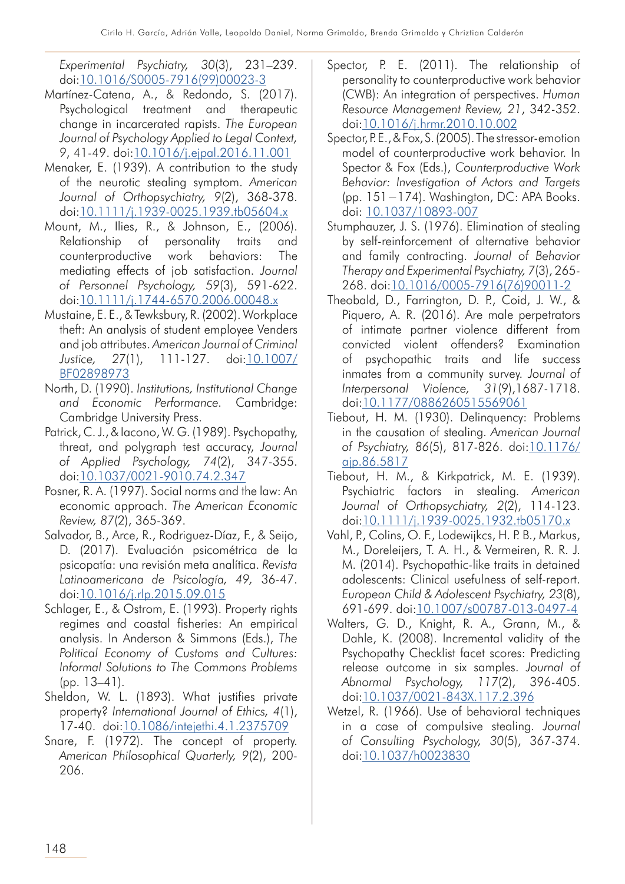*Experimental Psychiatry, 30*(3), 231–239. doi:10.1016/S0005-7916(99)00023-3

Martínez-Catena, A., & Redondo, S. (2017). Psychological treatment and therapeutic change in incarcerated rapists. *The European Journal of Psychology Applied to Legal Context, 9*, 41-49. doi:10.1016/j.ejpal.2016.11.001

Menaker, E. (1939). A contribution to the study of the neurotic stealing symptom. *American Journal of Orthopsychiatry, 9*(2), 368-378. doi:10.1111/j.1939-0025.1939.tb05604.x

Mount, M., Ilies, R., & Johnson, E., (2006). Relationship of personality traits and counterproductive work behaviors: The mediating effects of job satisfaction. *Journal of Personnel Psychology, 59*(3), 591-622. doi:10.1111/j.1744-6570.2006.00048.x

Mustaine, E. E., & Tewksbury, R. (2002). Workplace theft: An analysis of student employee Venders and job attributes. *American Journal of Criminal Justice, 27*(1), 111-127. doi:10.1007/BF02898973

North, D. (1990). *Institutions, Institutional Change and Economic Performance.* Cambridge: Cambridge University Press.

Patrick, C. J., & Iacono, W. G. (1989). Psychopathy, threat, and polygraph test accuracy, *Journal of Applied Psychology, 74*(2), 347-355. doi:10.1037/0021-9010.74.2.347

Posner, R. A. (1997). Social norms and the law: An economic approach. *The American Economic Review, 87*(2), 365-369.

Salvador, B., Arce, R., Rodriguez-Díaz, F., & Seijo, D. (2017). Evaluación psicométrica de la psicopatía: una revisión meta analítica. *Revista Latinoamericana de Psicología, 49,* 36-47. doi:10.1016/j.rlp.2015.09.015

Schlager, E., & Ostrom, E. (1993). Property rights regimes and coastal fisheries: An empirical analysis. In Anderson & Simmons (Eds.), *The Political Economy of Customs and Cultures: Informal Solutions to The Commons Problems* (pp. 13–41).

Sheldon, W. L. (1893). What justifies private property? *International Journal of Ethics, 4*(1), 17-40. doi:10.1086/intejethi.4.1.2375709

Snare, F. (1972). The concept of property. *American Philosophical Quarterly, 9*(2), 200-206.

Spector, P. E. (2011). The relationship of personality to counterproductive work behavior (CWB): An integration of perspectives. *Human Resource Management Review, 21*, 342-352. doi:10.1016/j.hrmr.2010.10.002

Spector, P. E., & Fox, S. (2005). The stressor-emotion model of counterproductive work behavior. In Spector & Fox (Eds.), *Counterproductive Work Behavior: Investigation of Actors and Targets* (pp. 151−174). Washington, DC: APA Books. doi: 10.1037/10893-007

Stumphauzer, J. S. (1976). Elimination of stealing by self-reinforcement of alternative behavior and family contracting. *Journal of Behavior Therapy and Experimental Psychiatry, 7*(3), 265-268. doi:10.1016/0005-7916(76)90011-2

Theobald, D., Farrington, D. P., Coid, J. W., & Piquero, A. R. (2016). Are male perpetrators of intimate partner violence different from convicted violent offenders? Examination of psychopathic traits and life success inmates from a community survey. *Journal of Interpersonal Violence, 31*(9),1687-1718. doi:10.1177/0886260515569061

Tiebout, H. M. (1930). Delinquency: Problems in the causation of stealing. *American Journal of Psychiatry, 86*(5), 817-826. doi:10.1176/ajp.86.5817

Tiebout, H. M., & Kirkpatrick, M. E. (1939). Psychiatric factors in stealing. *American Journal of Orthopsychiatry, 2*(2), 114-123. doi:10.1111/j.1939-0025.1932.tb05170.x

Vahl, P., Colins, O. F., Lodewijkcs, H. P. B., Markus, M., Doreleijers, T. A. H., & Vermeiren, R. R. J. M. (2014). Psychopathic-like traits in detained adolescents: Clinical usefulness of self-report. *European Child & Adolescent Psychiatry, 23*(8), 691-699. doi:10.1007/s00787-013-0497-4

Walters, G. D., Knight, R. A., Grann, M., & Dahle, K. (2008). Incremental validity of the Psychopathy Checklist facet scores: Predicting release outcome in six samples. *Journal of Abnormal Psychology, 117*(2), 396-405. doi:10.1037/0021-843X.117.2.396

Wetzel, R. (1966). Use of behavioral techniques in a case of compulsive stealing. *Journal of Consulting Psychology, 30*(5), 367-374. doi:10.1037/h0023830